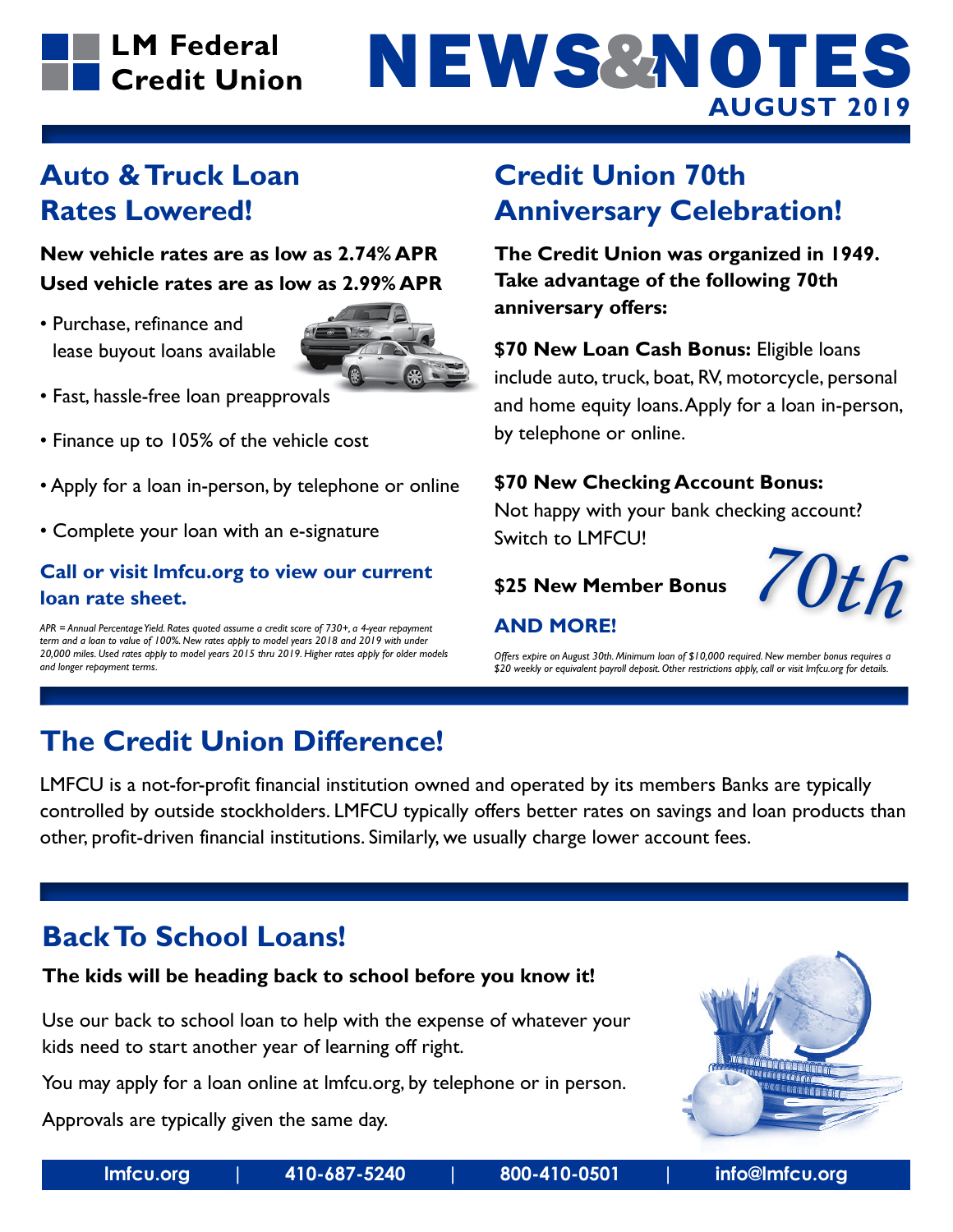# LM Federal Credit Union

# NEWS&NOTES

**AUGUST 2019**

## Auto & Truck Loan Rates Lowered!

**New vehicle rates are as low as 2.74% APR**
**Used vehicle rates are as low as 2.99% APR**

- Purchase, refinance and lease buyout loans available
- Fast, hassle-free loan preapprovals
- Finance up to 105% of the vehicle cost
- Apply for a loan in-person, by telephone or online
- Complete your loan with an e-signature

**Call or visit lmfcu.org to view our current loan rate sheet.**

*APR = Annual Percentage Yield. Rates quoted assume a credit score of 730+, a 4-year repayment term and a loan to value of 100%. New rates apply to model years 2018 and 2019 with under 20,000 miles. Used rates apply to model years 2015 thru 2019. Higher rates apply for older models and longer repayment terms.*

## Credit Union 70th Anniversary Celebration!

**The Credit Union was organized in 1949. Take advantage of the following 70th anniversary offers:**

**$70 New Loan Cash Bonus:** Eligible loans include auto, truck, boat, RV, motorcycle, personal and home equity loans. Apply for a loan in-person, by telephone or online.

**$70 New Checking Account Bonus:**
Not happy with your bank checking account? Switch to LMFCU!

**$25 New Member Bonus**

70th

**AND MORE!**

*Offers expire on August 30th. Minimum loan of $10,000 required. New member bonus requires a $20 weekly or equivalent payroll deposit. Other restrictions apply, call or visit lmfcu.org for details.*

## The Credit Union Difference!

LMFCU is a not-for-profit financial institution owned and operated by its members Banks are typically controlled by outside stockholders. LMFCU typically offers better rates on savings and loan products than other, profit-driven financial institutions. Similarly, we usually charge lower account fees.

## Back To School Loans!

**The kids will be heading back to school before you know it!**

Use our back to school loan to help with the expense of whatever your kids need to start another year of learning off right.

You may apply for a loan online at lmfcu.org, by telephone or in person.

Approvals are typically given the same day.

lmfcu.org | 410-687-5240 | 800-410-0501 | info@lmfcu.org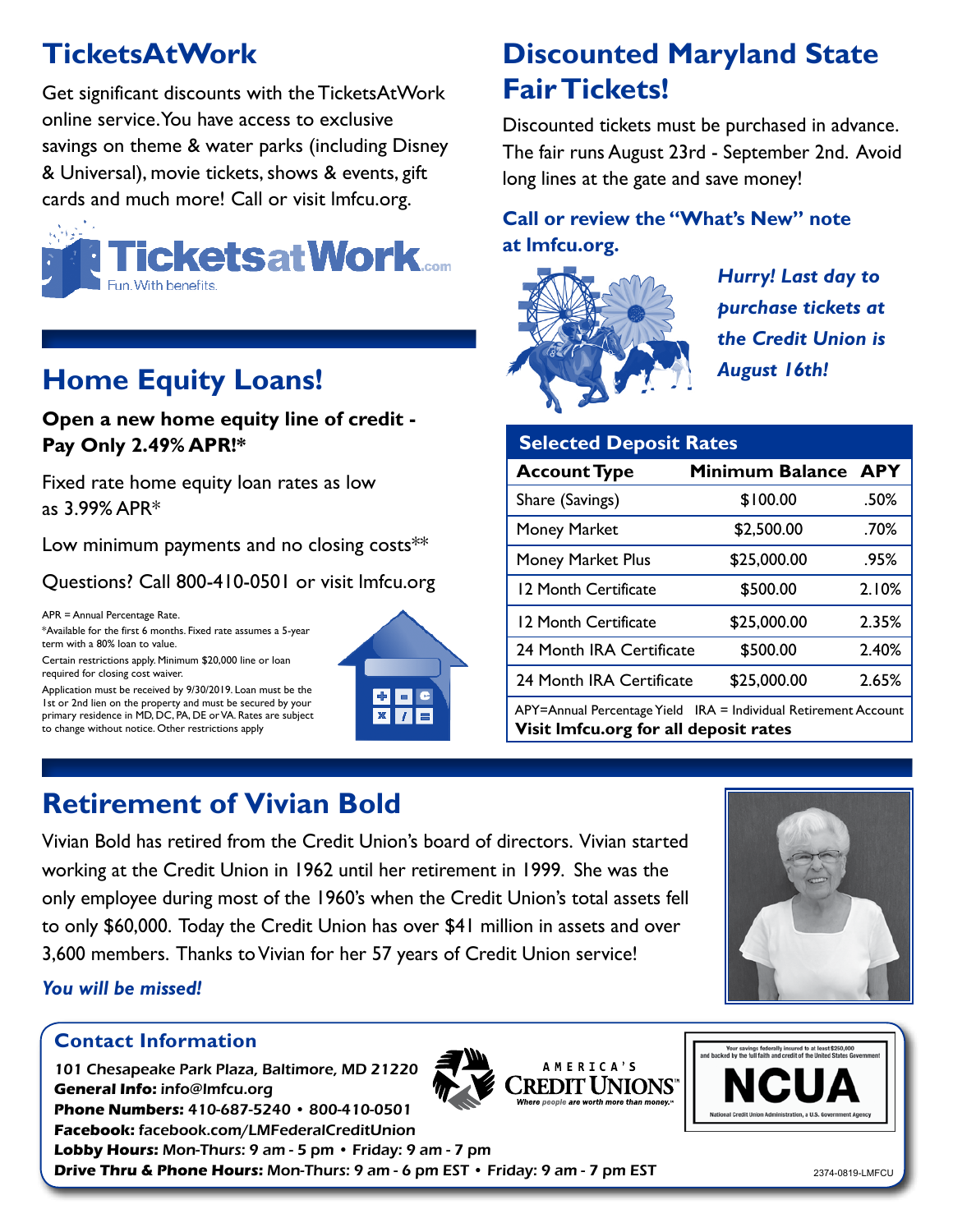## TicketsAtWork

Get significant discounts with the TicketsAtWork online service. You have access to exclusive savings on theme & water parks (including Disney & Universal), movie tickets, shows & events, gift cards and much more! Call or visit lmfcu.org.

TicketsatWork.com
Fun. With benefits.

## Home Equity Loans!

**Open a new home equity line of credit - Pay Only 2.49% APR!***

Fixed rate home equity loan rates as low as 3.99% APR*

Low minimum payments and no closing costs**

Questions? Call 800-410-0501 or visit lmfcu.org

APR = Annual Percentage Rate.

*Available for the first 6 months. Fixed rate assumes a 5-year term with a 80% loan to value.

Certain restrictions apply. Minimum $20,000 line or loan required for closing cost waiver.

Application must be received by 9/30/2019. Loan must be the 1st or 2nd lien on the property and must be secured by your primary residence in MD, DC, PA, DE or VA. Rates are subject to change without notice. Other restrictions apply

## Discounted Maryland State Fair Tickets!

Discounted tickets must be purchased in advance. The fair runs August 23rd - September 2nd. Avoid long lines at the gate and save money!

**Call or review the "What's New" note at lmfcu.org.**

***Hurry! Last day to purchase tickets at the Credit Union is August 16th!***

### Selected Deposit Rates

| Account Type | Minimum Balance | APY |
|---|---|---|
| Share (Savings) | $100.00 | .50% |
| Money Market | $2,500.00 | .70% |
| Money Market Plus | $25,000.00 | .95% |
| 12 Month Certificate | $500.00 | 2.10% |
| 12 Month Certificate | $25,000.00 | 2.35% |
| 24 Month IRA Certificate | $500.00 | 2.40% |
| 24 Month IRA Certificate | $25,000.00 | 2.65% |

APY=Annual Percentage Yield IRA = Individual Retirement Account

**Visit lmfcu.org for all deposit rates**

## Retirement of Vivian Bold

Vivian Bold has retired from the Credit Union's board of directors. Vivian started working at the Credit Union in 1962 until her retirement in 1999. She was the only employee during most of the 1960's when the Credit Union's total assets fell to only $60,000. Today the Credit Union has over $41 million in assets and over 3,600 members. Thanks to Vivian for her 57 years of Credit Union service!

***You will be missed!***

### Contact Information

101 Chesapeake Park Plaza, Baltimore, MD 21220
**General Info:** info@lmfcu.org
**Phone Numbers:** 410-687-5240 • 800-410-0501
**Facebook:** facebook.com/LMFederalCreditUnion
**Lobby Hours:** Mon-Thurs: 9 am - 5 pm • Friday: 9 am - 7 pm
**Drive Thru & Phone Hours:** Mon-Thurs: 9 am - 6 pm EST • Friday: 9 am - 7 pm EST

AMERICA'S CREDIT UNIONS
Where people are worth more than money.

Your savings federally insured to at least $250,000 and backed by the full faith and credit of the United States Government
NCUA
National Credit Union Administration, a U.S. Government Agency

2374-0819-LMFCU